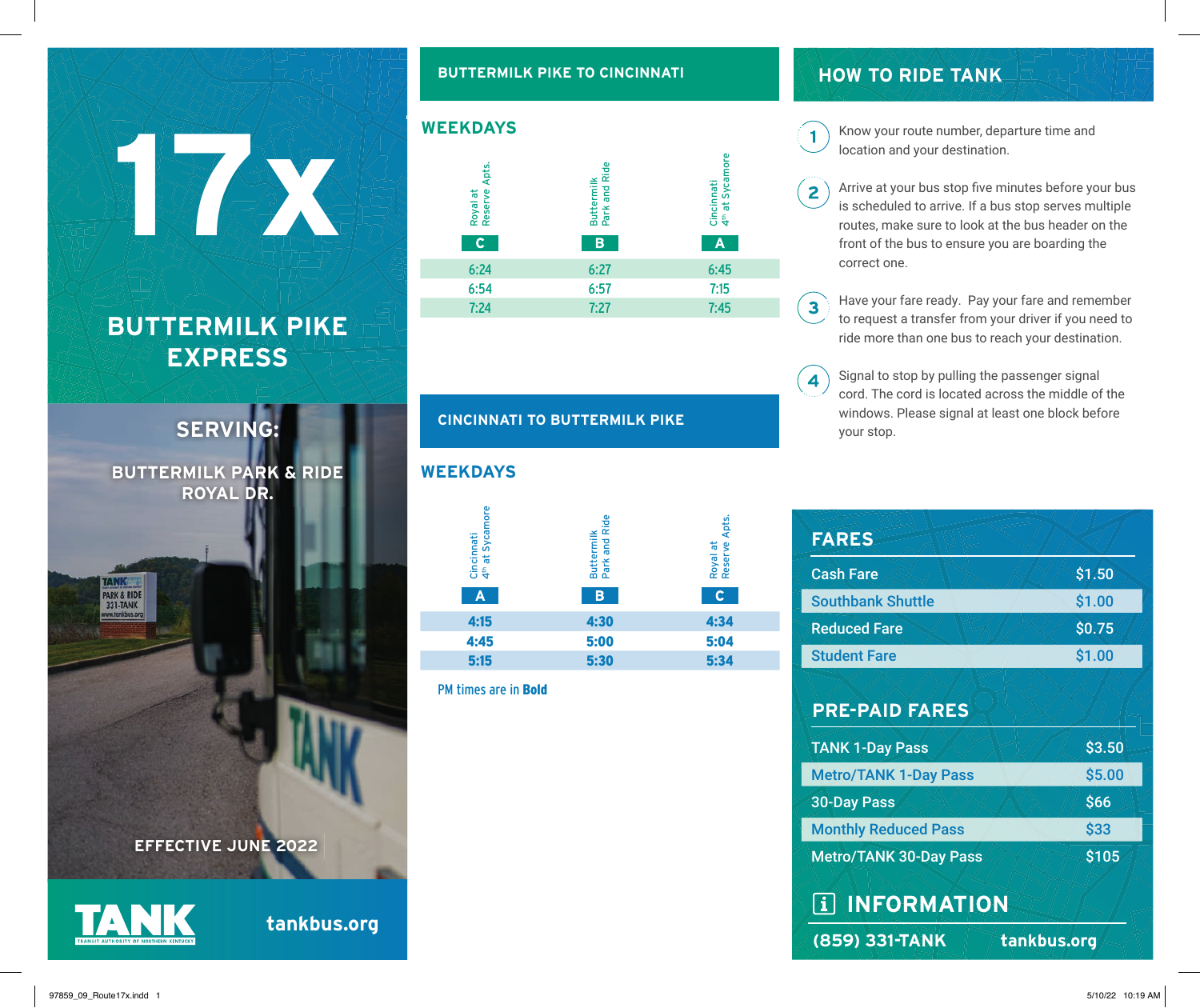# 17x

## BUTTERMILK PIKE EXPRESS

**SERVING:**

**BUTTERMILK PARK & RIDE**
**ROYAL DR.**

**EFFECTIVE JUNE 2022**

TANK — TRANSIT AUTHORITY OF NORTHERN KENTUCKY

tankbus.org

## BUTTERMILK PIKE TO CINCINNATI

### WEEKDAYS

| Royal at Reserve Apts. C | Buttermilk Park and Ride B | Cincinnati 4th at Sycamore A |
|---|---|---|
| 6:24 | 6:27 | 6:45 |
| 6:54 | 6:57 | 7:15 |
| 7:24 | 7:27 | 7:45 |

## CINCINNATI TO BUTTERMILK PIKE

### WEEKDAYS

| Cincinnati 4th at Sycamore A | Buttermilk Park and Ride B | Royal at Reserve Apts. C |
|---|---|---|
| **4:15** | **4:30** | **4:34** |
| **4:45** | **5:00** | **5:04** |
| **5:15** | **5:30** | **5:34** |

PM times are in **Bold**

## HOW TO RIDE TANK

1. Know your route number, departure time and location and your destination.
2. Arrive at your bus stop five minutes before your bus is scheduled to arrive. If a bus stop serves multiple routes, make sure to look at the bus header on the front of the bus to ensure you are boarding the correct one.
3. Have your fare ready. Pay your fare and remember to request a transfer from your driver if you need to ride more than one bus to reach your destination.
4. Signal to stop by pulling the passenger signal cord. The cord is located across the middle of the windows. Please signal at least one block before your stop.

## FARES

| | |
|---|---|
| Cash Fare | $1.50 |
| Southbank Shuttle | $1.00 |
| Reduced Fare | $0.75 |
| Student Fare | $1.00 |

## PRE-PAID FARES

| | |
|---|---|
| TANK 1-Day Pass | $3.50 |
| Metro/TANK 1-Day Pass | $5.00 |
| 30-Day Pass | $66 |
| Monthly Reduced Pass | $33 |
| Metro/TANK 30-Day Pass | $105 |

## INFORMATION

(859) 331-TANK    tankbus.org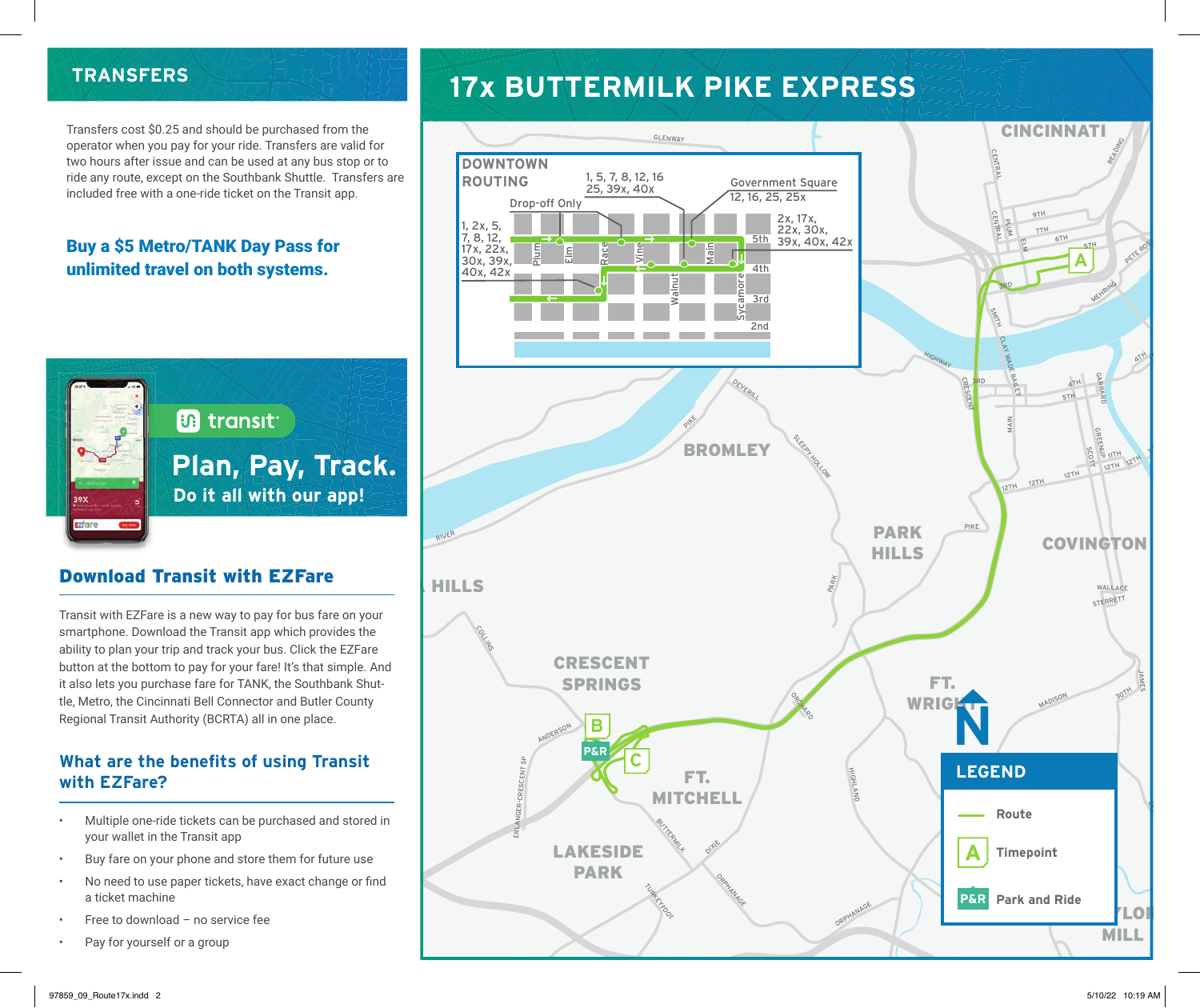## TRANSFERS

Transfers cost $0.25 and should be purchased from the operator when you pay for your ride. Transfers are valid for two hours after issue and can be used at any bus stop or to ride any route, except on the Southbank Shuttle. Transfers are included free with a one-ride ticket on the Transit app.

**Buy a $5 Metro/TANK Day Pass for unlimited travel on both systems.**

transit

**Plan, Pay, Track.**

**Do it all with our app!**

## Download Transit with EZFare

Transit with EZFare is a new way to pay for bus fare on your smartphone. Download the Transit app which provides the ability to plan your trip and track your bus. Click the EZFare button at the bottom to pay for your fare! It's that simple. And it also lets you purchase fare for TANK, the Southbank Shuttle, Metro, the Cincinnati Bell Connector and Butler County Regional Transit Authority (BCRTA) all in one place.

## What are the benefits of using Transit with EZFare?

- Multiple one-ride tickets can be purchased and stored in your wallet in the Transit app
- Buy fare on your phone and store them for future use
- No need to use paper tickets, have exact change or find a ticket machine
- Free to download – no service fee
- Pay for yourself or a group

# 17x BUTTERMILK PIKE EXPRESS

DOWNTOWN ROUTING

1, 5, 7, 8, 12, 16, 25, 39x, 40x

Government Square 12, 16, 25, 25x

Drop-off Only

1, 2x, 5, 7, 8, 12, 17x, 22x, 30x, 39x, 40x, 42x

2x, 17x, 22x, 30x, 39x, 40x, 42x

Plum, Elm, Race, Vine, Walnut, Main, Sycamore, 5th, 4th, 3rd, 2nd

CINCINNATI

BROMLEY

PARK HILLS

COVINGTON

HILLS

CRESCENT SPRINGS

FT. WRIGHT

FT. MITCHELL

LAKESIDE PARK

TAYLOR MILL

LEGEND

Route

A Timepoint

P&R Park and Ride